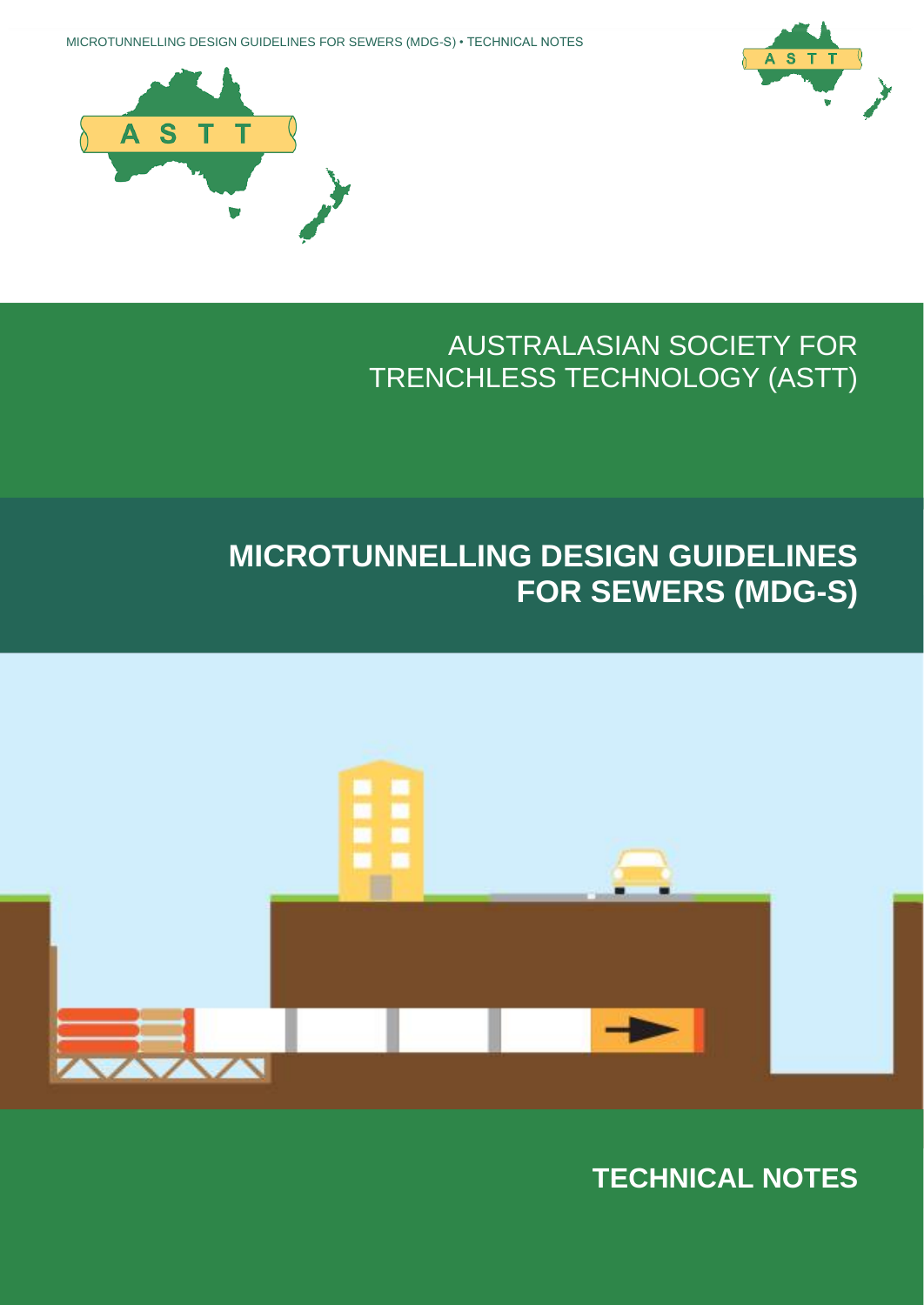# AUSTRALASIAN SOCIETY FOR TRENCHLESS TECHNOLOGY (ASTT)

# MICROTUNNELLING DESIGN GUIDELINES FOR SEWERS (MDG-S)

## TECHNICAL NOTES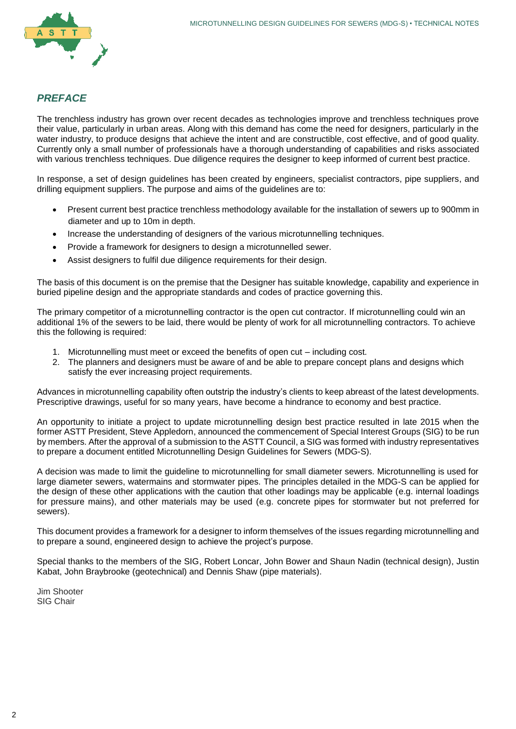## *PREFACE*

The trenchless industry has grown over recent decades as technologies improve and trenchless techniques prove their value, particularly in urban areas. Along with this demand has come the need for designers, particularly in the water industry, to produce designs that achieve the intent and are constructible, cost effective, and of good quality. Currently only a small number of professionals have a thorough understanding of capabilities and risks associated with various trenchless techniques. Due diligence requires the designer to keep informed of current best practice.

In response, a set of design guidelines has been created by engineers, specialist contractors, pipe suppliers, and drilling equipment suppliers. The purpose and aims of the guidelines are to:

- Present current best practice trenchless methodology available for the installation of sewers up to 900mm in diameter and up to 10m in depth.
- Increase the understanding of designers of the various microtunnelling techniques.
- Provide a framework for designers to design a microtunnelled sewer.
- Assist designers to fulfil due diligence requirements for their design.

The basis of this document is on the premise that the Designer has suitable knowledge, capability and experience in buried pipeline design and the appropriate standards and codes of practice governing this.

The primary competitor of a microtunnelling contractor is the open cut contractor. If microtunnelling could win an additional 1% of the sewers to be laid, there would be plenty of work for all microtunnelling contractors. To achieve this the following is required:

1. Microtunnelling must meet or exceed the benefits of open cut – including cost.
2. The planners and designers must be aware of and be able to prepare concept plans and designs which satisfy the ever increasing project requirements.

Advances in microtunnelling capability often outstrip the industry's clients to keep abreast of the latest developments. Prescriptive drawings, useful for so many years, have become a hindrance to economy and best practice.

An opportunity to initiate a project to update microtunnelling design best practice resulted in late 2015 when the former ASTT President, Steve Appledorn, announced the commencement of Special Interest Groups (SIG) to be run by members. After the approval of a submission to the ASTT Council, a SIG was formed with industry representatives to prepare a document entitled Microtunnelling Design Guidelines for Sewers (MDG-S).

A decision was made to limit the guideline to microtunnelling for small diameter sewers. Microtunnelling is used for large diameter sewers, watermains and stormwater pipes. The principles detailed in the MDG-S can be applied for the design of these other applications with the caution that other loadings may be applicable (e.g. internal loadings for pressure mains), and other materials may be used (e.g. concrete pipes for stormwater but not preferred for sewers).

This document provides a framework for a designer to inform themselves of the issues regarding microtunnelling and to prepare a sound, engineered design to achieve the project's purpose.

Special thanks to the members of the SIG, Robert Loncar, John Bower and Shaun Nadin (technical design), Justin Kabat, John Braybrooke (geotechnical) and Dennis Shaw (pipe materials).

Jim Shooter
SIG Chair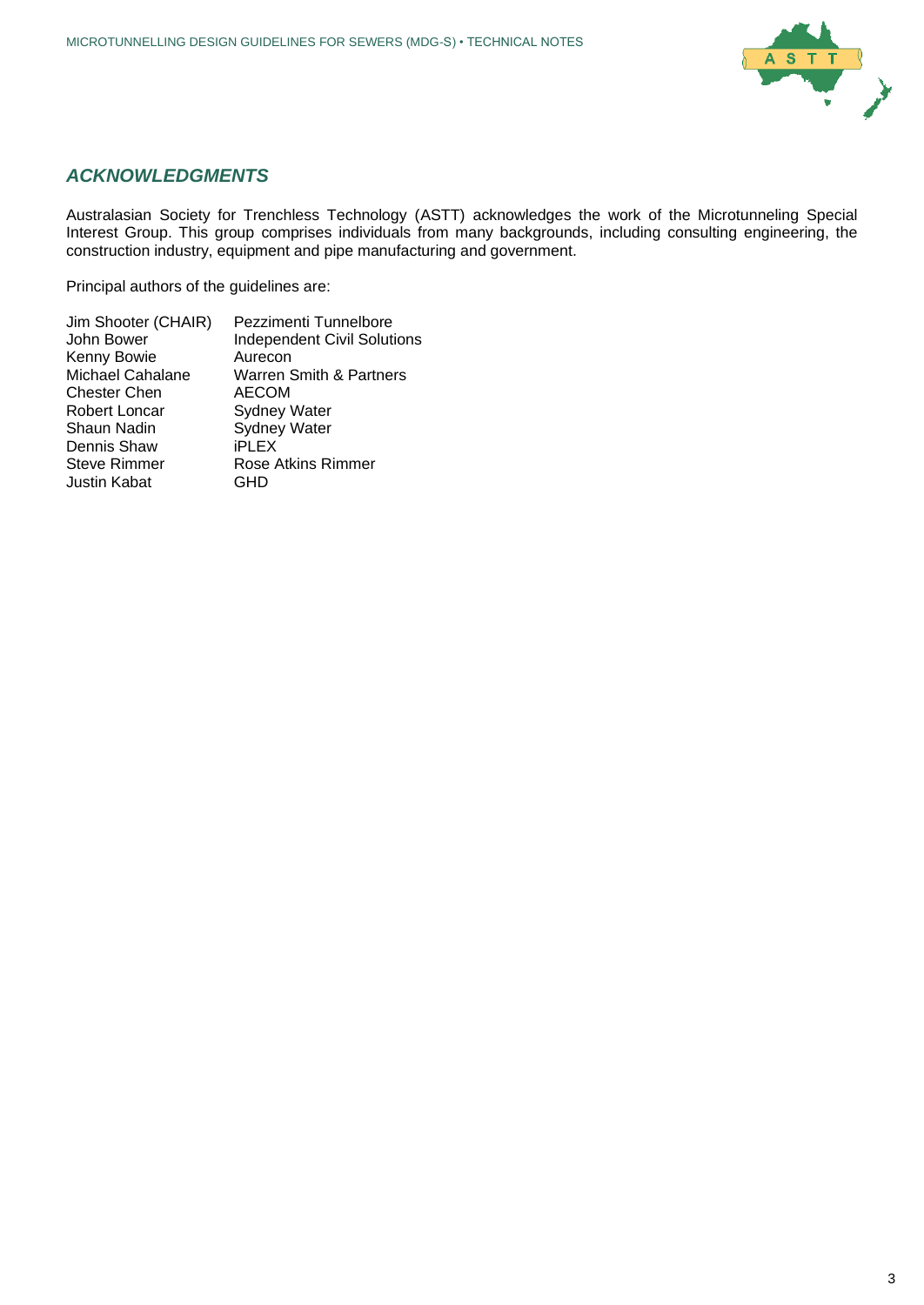## *ACKNOWLEDGMENTS*

Australasian Society for Trenchless Technology (ASTT) acknowledges the work of the Microtunneling Special Interest Group. This group comprises individuals from many backgrounds, including consulting engineering, the construction industry, equipment and pipe manufacturing and government.

Principal authors of the guidelines are:

| | |
|---|---|
| Jim Shooter (CHAIR) | Pezzimenti Tunnelbore |
| John Bower | Independent Civil Solutions |
| Kenny Bowie | Aurecon |
| Michael Cahalane | Warren Smith & Partners |
| Chester Chen | AECOM |
| Robert Loncar | Sydney Water |
| Shaun Nadin | Sydney Water |
| Dennis Shaw | iPLEX |
| Steve Rimmer | Rose Atkins Rimmer |
| Justin Kabat | GHD |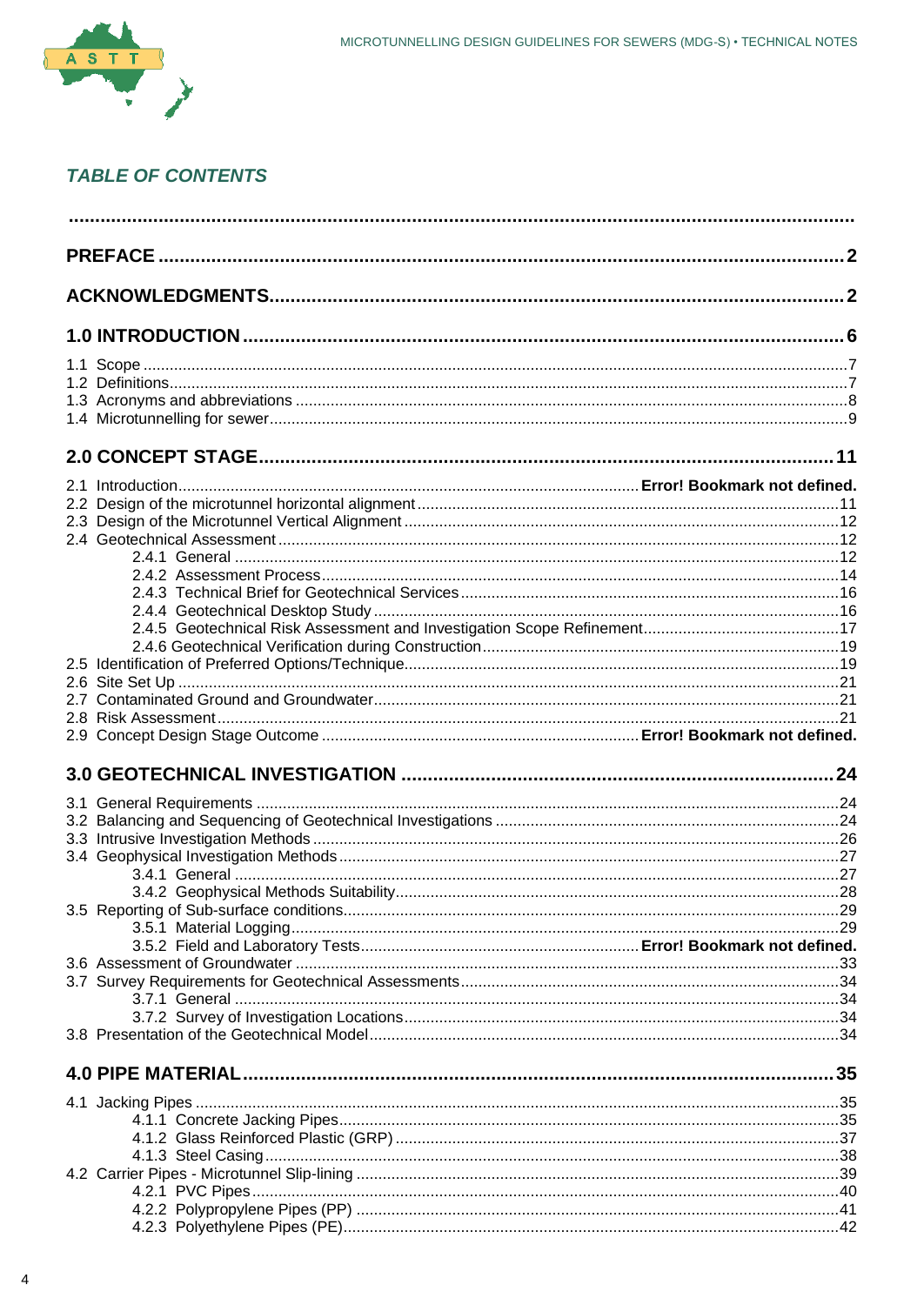## TABLE OF CONTENTS

| | |
|---|---|
| **PREFACE** | **2** |
| **ACKNOWLEDGMENTS** | **2** |
| **1.0 INTRODUCTION** | **6** |
| 1.1 Scope | 7 |
| 1.2 Definitions | 7 |
| 1.3 Acronyms and abbreviations | 8 |
| 1.4 Microtunnelling for sewer | 9 |
| **2.0 CONCEPT STAGE** | **11** |
| 2.1 Introduction | **Error! Bookmark not defined.** |
| 2.2 Design of the microtunnel horizontal alignment | 11 |
| 2.3 Design of the Microtunnel Vertical Alignment | 12 |
| 2.4 Geotechnical Assessment | 12 |
| 2.4.1 General | 12 |
| 2.4.2 Assessment Process | 14 |
| 2.4.3 Technical Brief for Geotechnical Services | 16 |
| 2.4.4 Geotechnical Desktop Study | 16 |
| 2.4.5 Geotechnical Risk Assessment and Investigation Scope Refinement | 17 |
| 2.4.6 Geotechnical Verification during Construction | 19 |
| 2.5 Identification of Preferred Options/Technique | 19 |
| 2.6 Site Set Up | 21 |
| 2.7 Contaminated Ground and Groundwater | 21 |
| 2.8 Risk Assessment | 21 |
| 2.9 Concept Design Stage Outcome | **Error! Bookmark not defined.** |
| **3.0 GEOTECHNICAL INVESTIGATION** | **24** |
| 3.1 General Requirements | 24 |
| 3.2 Balancing and Sequencing of Geotechnical Investigations | 24 |
| 3.3 Intrusive Investigation Methods | 26 |
| 3.4 Geophysical Investigation Methods | 27 |
| 3.4.1 General | 27 |
| 3.4.2 Geophysical Methods Suitability | 28 |
| 3.5 Reporting of Sub-surface conditions | 29 |
| 3.5.1 Material Logging | 29 |
| 3.5.2 Field and Laboratory Tests | **Error! Bookmark not defined.** |
| 3.6 Assessment of Groundwater | 33 |
| 3.7 Survey Requirements for Geotechnical Assessments | 34 |
| 3.7.1 General | 34 |
| 3.7.2 Survey of Investigation Locations | 34 |
| 3.8 Presentation of the Geotechnical Model | 34 |
| **4.0 PIPE MATERIAL** | **35** |
| 4.1 Jacking Pipes | 35 |
| 4.1.1 Concrete Jacking Pipes | 35 |
| 4.1.2 Glass Reinforced Plastic (GRP) | 37 |
| 4.1.3 Steel Casing | 38 |
| 4.2 Carrier Pipes - Microtunnel Slip-lining | 39 |
| 4.2.1 PVC Pipes | 40 |
| 4.2.2 Polypropylene Pipes (PP) | 41 |
| 4.2.3 Polyethylene Pipes (PE) | 42 |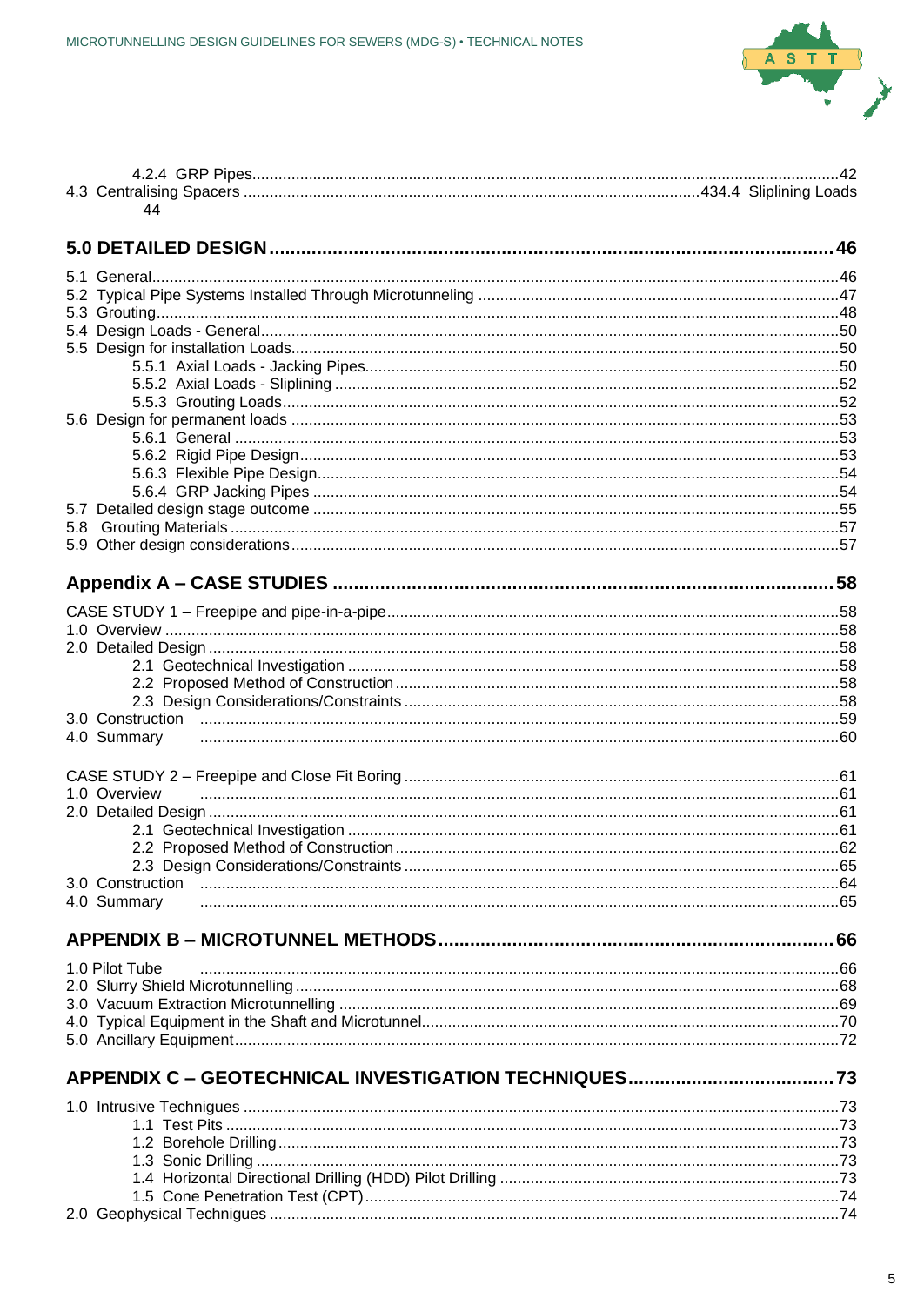4.2.4 GRP Pipes.....................................................................................................................42
4.3 Centralising Spacers ........................................................................................................434.4 Sliplining Loads
44

**5.0 DETAILED DESIGN ........................................................................................................46**

5.1 General.........................................................................................................................................46
5.2 Typical Pipe Systems Installed Through Microtunneling ..................................................................47
5.3 Grouting........................................................................................................................................48
5.4 Design Loads - General..................................................................................................................50
5.5 Design for installation Loads............................................................................................................50
5.5.1 Axial Loads - Jacking Pipes..........................................................................................50
5.5.2 Axial Loads - Sliplining .................................................................................................52
5.5.3 Grouting Loads.............................................................................................................52
5.6 Design for permanent loads ............................................................................................................53
5.6.1 General .......................................................................................................................53
5.6.2 Rigid Pipe Design.........................................................................................................53
5.6.3 Flexible Pipe Design.....................................................................................................54
5.6.4 GRP Jacking Pipes ......................................................................................................54
5.7 Detailed design stage outcome .......................................................................................................55
5.8 Grouting Materials .........................................................................................................................57
5.9 Other design considerations............................................................................................................57

**Appendix A – CASE STUDIES ...........................................................................................58**

CASE STUDY 1 – Freepipe and pipe-in-a-pipe......................................................................................58
1.0 Overview .......................................................................................................................................58
2.0 Detailed Design .............................................................................................................................58
2.1 Geotechnical Investigation ...............................................................................................58
2.2 Proposed Method of Construction.....................................................................................58
2.3 Design Considerations/Constraints ...................................................................................58
3.0 Construction ................................................................................................................................59
4.0 Summary ......................................................................................................................................60

CASE STUDY 2 – Freepipe and Close Fit Boring ...................................................................................61
1.0 Overview ......................................................................................................................................61
2.0 Detailed Design .............................................................................................................................61
2.1 Geotechnical Investigation ...............................................................................................61
2.2 Proposed Method of Construction.....................................................................................62
2.3 Design Considerations/Constraints ...................................................................................65
3.0 Construction ................................................................................................................................64
4.0 Summary ......................................................................................................................................65

**APPENDIX B – MICROTUNNEL METHODS.......................................................................66**

1.0 Pilot Tube ......................................................................................................................................66
2.0 Slurry Shield Microtunnelling ..........................................................................................................68
3.0 Vacuum Extraction Microtunnelling .................................................................................................69
4.0 Typical Equipment in the Shaft and Microtunnel...............................................................................70
5.0 Ancillary Equipment........................................................................................................................72

**APPENDIX C – GEOTECHNICAL INVESTIGATION TECHNIQUES.......................................73**

1.0 Intrusive Techniques ......................................................................................................................73
1.1 Test Pits ..........................................................................................................................73
1.2 Borehole Drilling...............................................................................................................73
1.3 Sonic Drilling ....................................................................................................................73
1.4 Horizontal Directional Drilling (HDD) Pilot Drilling .............................................................73
1.5 Cone Penetration Test (CPT)............................................................................................74
2.0 Geophysical Techniques ................................................................................................................74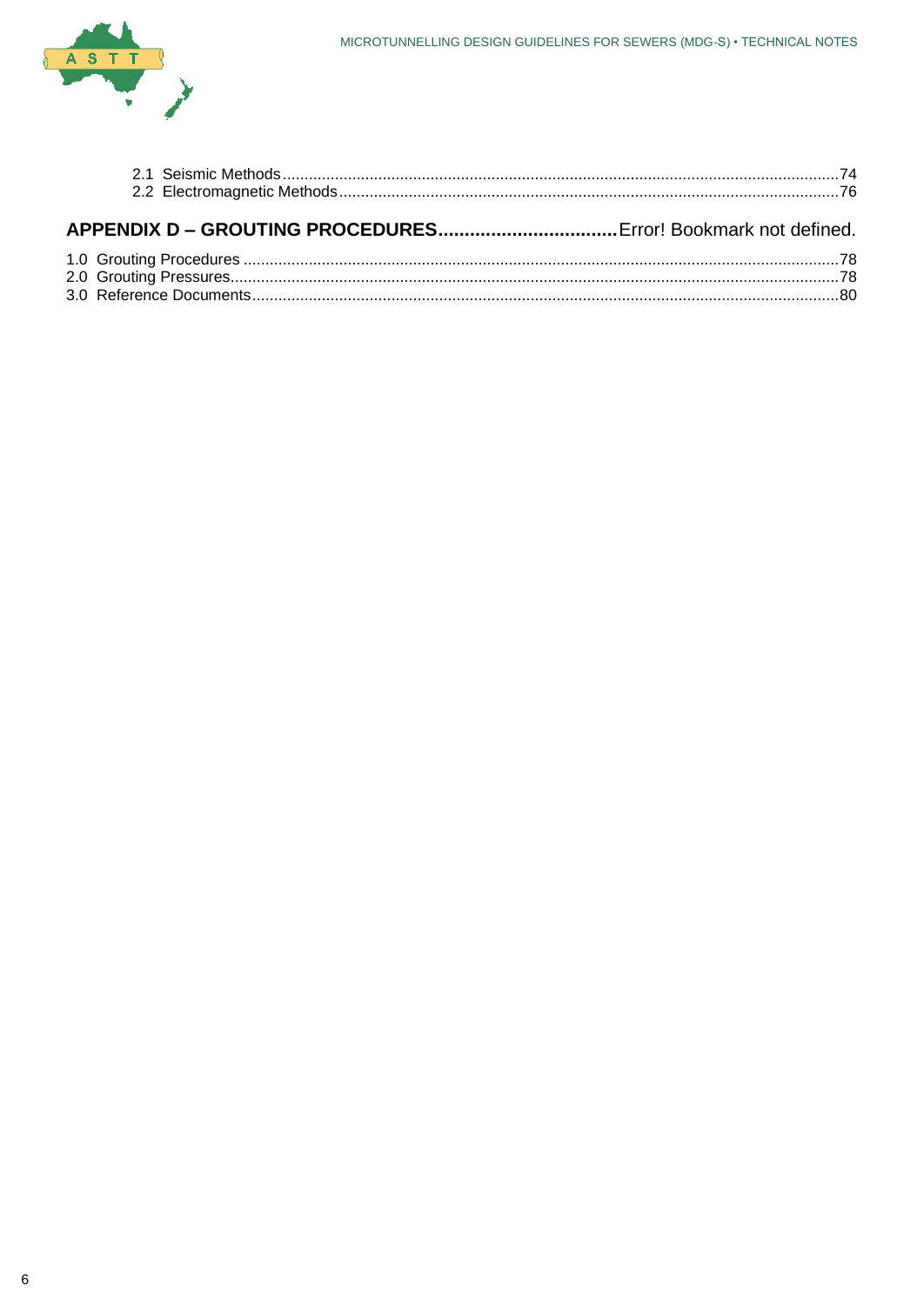2.1 Seismic Methods ..... 74
2.2 Electromagnetic Methods ..... 76

**APPENDIX D – GROUTING PROCEDURES** ..... Error! Bookmark not defined.

1.0 Grouting Procedures ..... 78
2.0 Grouting Pressures ..... 78
3.0 Reference Documents ..... 80